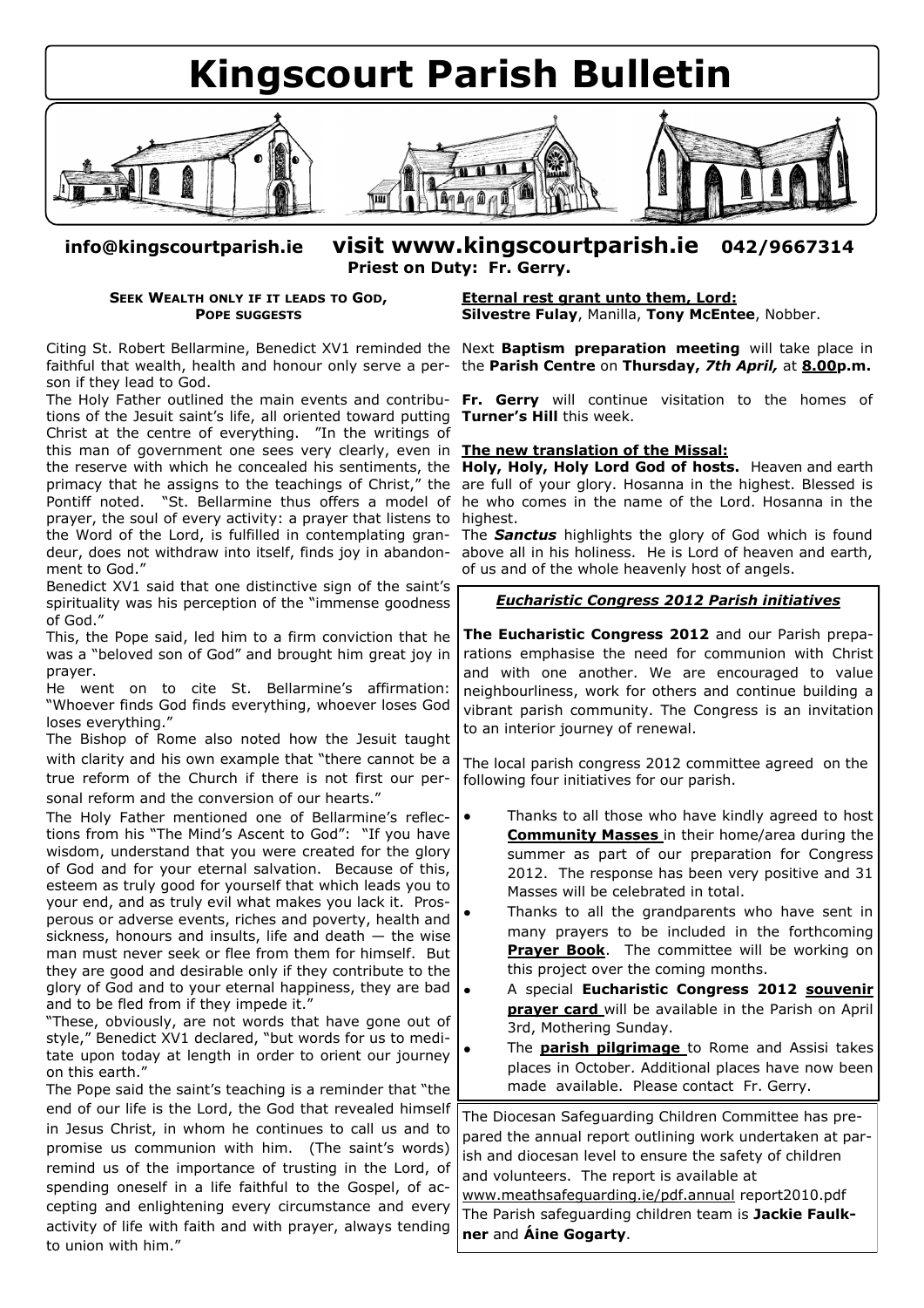# Kingscourt Parish Bulletin

**info@kingscourtparish.ie** **visit www.kingscourtparish.ie** **042/9667314**

**Priest on Duty: Fr. Gerry.**

## SEEK WEALTH ONLY IF IT LEADS TO GOD, POPE SUGGESTS

Citing St. Robert Bellarmine, Benedict XV1 reminded the faithful that wealth, health and honour only serve a person if they lead to God.

The Holy Father outlined the main events and contributions of the Jesuit saint's life, all oriented toward putting Christ at the centre of everything. "In the writings of this man of government one sees very clearly, even in the reserve with which he concealed his sentiments, the primacy that he assigns to the teachings of Christ," the Pontiff noted. "St. Bellarmine thus offers a model of prayer, the soul of every activity: a prayer that listens to the Word of the Lord, is fulfilled in contemplating grandeur, does not withdraw into itself, finds joy in abandonment to God."

Benedict XV1 said that one distinctive sign of the saint's spirituality was his perception of the "immense goodness of God."

This, the Pope said, led him to a firm conviction that he was a "beloved son of God" and brought him great joy in prayer.

He went on to cite St. Bellarmine's affirmation: "Whoever finds God finds everything, whoever loses God loses everything."

The Bishop of Rome also noted how the Jesuit taught with clarity and his own example that "there cannot be a true reform of the Church if there is not first our personal reform and the conversion of our hearts."

The Holy Father mentioned one of Bellarmine's reflections from his "The Mind's Ascent to God": "If you have wisdom, understand that you were created for the glory of God and for your eternal salvation. Because of this, esteem as truly good for yourself that which leads you to your end, and as truly evil what makes you lack it. Prosperous or adverse events, riches and poverty, health and sickness, honours and insults, life and death — the wise man must never seek or flee from them for himself. But they are good and desirable only if they contribute to the glory of God and to your eternal happiness, they are bad and to be fled from if they impede it."

"These, obviously, are not words that have gone out of style," Benedict XV1 declared, "but words for us to meditate upon today at length in order to orient our journey on this earth."

The Pope said the saint's teaching is a reminder that "the end of our life is the Lord, the God that revealed himself in Jesus Christ, in whom he continues to call us and to promise us communion with him. (The saint's words) remind us of the importance of trusting in the Lord, of spending oneself in a life faithful to the Gospel, of accepting and enlightening every circumstance and every activity of life with faith and with prayer, always tending to union with him."

**Eternal rest grant unto them, Lord:**
**Silvestre Fulay**, Manilla, **Tony McEntee**, Nobber.

Next **Baptism preparation meeting** will take place in the **Parish Centre** on **Thursday, *7th April,*** at **8.00p.m.**

**Fr. Gerry** will continue visitation to the homes of **Turner's Hill** this week.

**The new translation of the Missal:**
**Holy, Holy, Holy Lord God of hosts.** Heaven and earth are full of your glory. Hosanna in the highest. Blessed is he who comes in the name of the Lord. Hosanna in the highest.

The ***Sanctus*** highlights the glory of God which is found above all in his holiness. He is Lord of heaven and earth, of us and of the whole heavenly host of angels.

### *Eucharistic Congress 2012 Parish initiatives*

**The Eucharistic Congress 2012** and our Parish preparations emphasise the need for communion with Christ and with one another. We are encouraged to value neighbourliness, work for others and continue building a vibrant parish community. The Congress is an invitation to an interior journey of renewal.

The local parish congress 2012 committee agreed on the following four initiatives for our parish.

- Thanks to all those who have kindly agreed to host **Community Masses** in their home/area during the summer as part of our preparation for Congress 2012. The response has been very positive and 31 Masses will be celebrated in total.
- Thanks to all the grandparents who have sent in many prayers to be included in the forthcoming **Prayer Book**. The committee will be working on this project over the coming months.
- A special **Eucharistic Congress 2012 souvenir prayer card** will be available in the Parish on April 3rd, Mothering Sunday.
- The **parish pilgrimage** to Rome and Assisi takes places in October. Additional places have now been made available. Please contact Fr. Gerry.

The Diocesan Safeguarding Children Committee has prepared the annual report outlining work undertaken at parish and diocesan level to ensure the safety of children and volunteers. The report is available at www.meathsafeguarding.ie/pdf.annual report2010.pdf
The Parish safeguarding children team is **Jackie Faulkner** and **Áine Gogarty**.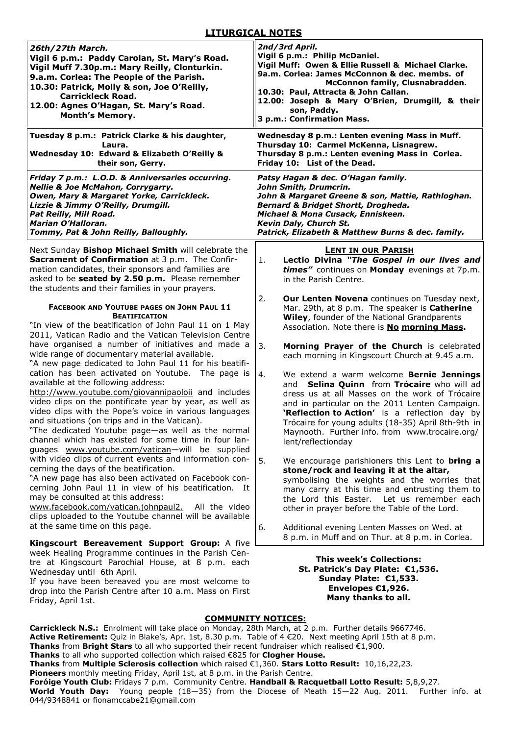## LITURGICAL NOTES

***26th/27th March.***
**Vigil 6 p.m.: Paddy Carolan, St. Mary's Road.**
**Vigil Muff 7.30p.m.: Mary Reilly, Clonturkin.**
**9.a.m. Corlea: The People of the Parish.**
**10.30: Patrick, Molly & son, Joe O'Reilly, Carrickleck Road.**
**12.00: Agnes O'Hagan, St. Mary's Road. Month's Memory.**

**Tuesday 8 p.m.: Patrick Clarke & his daughter, Laura.**
**Wednesday 10: Edward & Elizabeth O'Reilly & their son, Gerry.**

***Friday 7 p.m.: L.O.D. & Anniversaries occurring.***
***Nellie & Joe McMahon, Corrygarry.***
***Owen, Mary & Margaret Yorke, Carrickleck.***
***Lizzie & Jimmy O'Reilly, Drumgill.***
***Pat Reilly, Mill Road.***
***Marian O'Halloran.***
***Tommy, Pat & John Reilly, Balloughly.***

***2nd/3rd April.***
**Vigil 6 p.m.: Philip McDaniel.**
**Vigil Muff: Owen & Ellie Russell & Michael Clarke.**
**9a.m. Corlea: James McConnon & dec. membs. of McConnon family, Clusnabradden.**
**10.30: Paul, Attracta & John Callan.**
**12.00: Joseph & Mary O'Brien, Drumgill, & their son, Paddy.**
**3 p.m.: Confirmation Mass.**

**Wednesday 8 p.m.: Lenten evening Mass in Muff.**
**Thursday 10: Carmel McKenna, Lisnagrew.**
**Thursday 8 p.m.: Lenten evening Mass in Corlea.**
**Friday 10: List of the Dead.**

***Patsy Hagan & dec. O'Hagan family.***
***John Smith, Drumcrin.***
***John & Margaret Greene & son, Mattie, Rathloghan.***
***Bernard & Bridget Shortt, Drogheda.***
***Michael & Mona Cusack, Enniskeen.***
***Kevin Daly, Church St.***
***Patrick, Elizabeth & Matthew Burns & dec. family.***

Next Sunday **Bishop Michael Smith** will celebrate the **Sacrament of Confirmation** at 3 p.m. The Confirmation candidates, their sponsors and families are asked to be **seated by 2.50 p.m.** Please remember the students and their families in your prayers.

### FACEBOOK AND YOUTUBE PAGES ON JOHN PAUL 11 BEATIFICATION

"In view of the beatification of John Paul 11 on 1 May 2011, Vatican Radio and the Vatican Television Centre have organised a number of initiatives and made a wide range of documentary material available.

"A new page dedicated to John Paul 11 for his beatification has been activated on Youtube. The page is available at the following address: http://www.youtube.com/giovannipaoloii and includes video clips on the pontificate year by year, as well as video clips with the Pope's voice in various languages and situations (on trips and in the Vatican).

"The dedicated Youtube page—as well as the normal channel which has existed for some time in four languages www.youtube.com/vatican—will be supplied with video clips of current events and information concerning the days of the beatification.

"A new page has also been activated on Facebook concerning John Paul 11 in view of his beatification. It may be consulted at this address: www.facebook.com/vatican.johnpaul2. All the video clips uploaded to the Youtube channel will be available at the same time on this page.

**Kingscourt Bereavement Support Group:** A five week Healing Programme continues in the Parish Centre at Kingscourt Parochial House, at 8 p.m. each Wednesday until 6th April.

If you have been bereaved you are most welcome to drop into the Parish Centre after 10 a.m. Mass on First Friday, April 1st.

### LENT IN OUR PARISH

1. **Lectio Divina *"The Gospel in our lives and times"*** continues on **Monday** evenings at 7p.m. in the Parish Centre.
2. **Our Lenten Novena** continues on Tuesday next, Mar. 29th, at 8 p.m. The speaker is **Catherine Wiley**, founder of the National Grandparents Association. Note there is **No morning Mass.**
3. **Morning Prayer of the Church** is celebrated each morning in Kingscourt Church at 9.45 a.m.
4. We extend a warm welcome **Bernie Jennings** and **Selina Quinn** from **Trócaire** who will address us at all Masses on the work of Trócaire and in particular on the 2011 Lenten Campaign. **'Reflection to Action'** is a reflection day by Trócaire for young adults (18-35) April 8th-9th in Maynooth. Further info. from www.trocaire.org/lent/reflectionday
5. We encourage parishioners this Lent to **bring a stone/rock and leaving it at the altar,** symbolising the weights and the worries that many carry at this time and entrusting them to the Lord this Easter. Let us remember each other in prayer before the Table of the Lord.
6. Additional evening Lenten Masses on Wed. at 8 p.m. in Muff and on Thur. at 8 p.m. in Corlea.

**This week's Collections:**
**St. Patrick's Day Plate: €1,536.**
**Sunday Plate: €1,533.**
**Envelopes €1,926.**
**Many thanks to all.**

## COMMUNITY NOTICES:

**Carrickleck N.S.:** Enrolment will take place on Monday, 28th March, at 2 p.m. Further details 9667746.
**Active Retirement:** Quiz in Blake's, Apr. 1st, 8.30 p.m. Table of 4 €20. Next meeting April 15th at 8 p.m.
**Thanks** from **Bright Stars** to all who supported their recent fundraiser which realised €1,900.
**Thanks** to all who supported collection which raised €825 for **Clogher House.**
**Thanks** from **Multiple Sclerosis collection** which raised €1,360. **Stars Lotto Result:** 10,16,22,23.
**Pioneers** monthly meeting Friday, April 1st, at 8 p.m. in the Parish Centre.
**Foróige Youth Club:** Fridays 7 p.m. Community Centre. **Handball & Racquetball Lotto Result:** 5,8,9,27.
**World Youth Day:** Young people (18—35) from the Diocese of Meath 15—22 Aug. 2011. Further info. at 044/9348841 or fionamccabe21@gmail.com